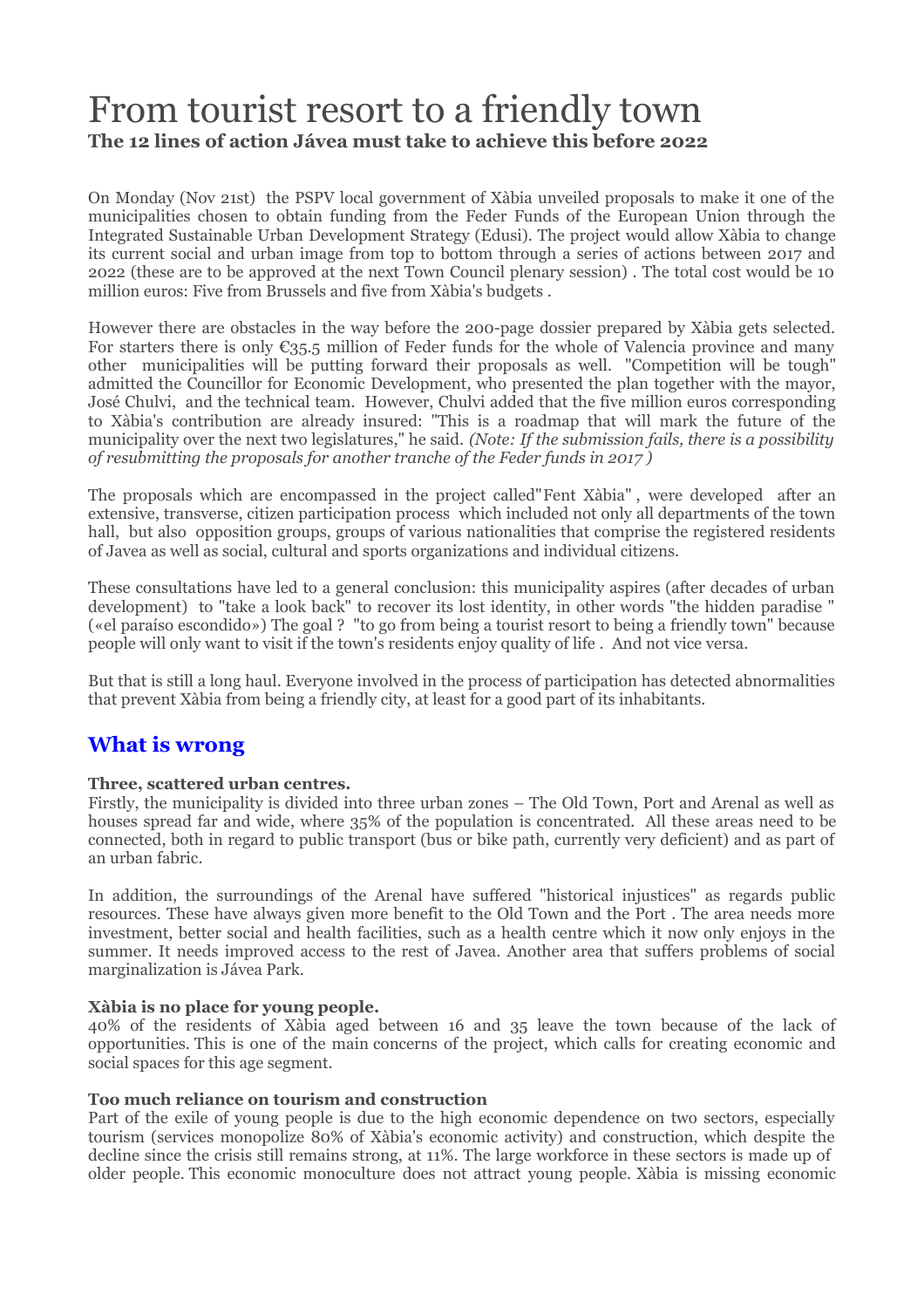# From tourist resort to a friendly town

**The 12 lines of action Jávea must take to achieve this before 2022**

On Monday (Nov 21st) the PSPV local government of Xàbia unveiled proposals to make it one of the municipalities chosen to obtain funding from the Feder Funds of the European Union through the Integrated Sustainable Urban Development Strategy (Edusi). The project would allow Xàbia to change its current social and urban image from top to bottom through a series of actions between 2017 and 2022 (these are to be approved at the next Town Council plenary session) . The total cost would be 10 million euros: Five from Brussels and five from Xàbia's budgets .

However there are obstacles in the way before the 200-page dossier prepared by Xàbia gets selected. For starters there is only €35.5 million of Feder funds for the whole of Valencia province and many other municipalities will be putting forward their proposals as well. "Competition will be tough" admitted the Councillor for Economic Development, who presented the plan together with the mayor, José Chulvi, and the technical team. However, Chulvi added that the five million euros corresponding to Xàbia's contribution are already insured: "This is a roadmap that will mark the future of the municipality over the next two legislatures," he said. *(Note: If the submission fails, there is a possibility of resubmitting the proposals for another tranche of the Feder funds in 2017 )*

The proposals which are encompassed in the project called"Fent Xàbia" , were developed after an extensive, transverse, citizen participation process which included not only all departments of the town hall, but also opposition groups, groups of various nationalities that comprise the registered residents of Javea as well as social, cultural and sports organizations and individual citizens.

These consultations have led to a general conclusion: this municipality aspires (after decades of urban development) to "take a look back" to recover its lost identity, in other words "the hidden paradise " («el paraíso escondido») The goal ? "to go from being a tourist resort to being a friendly town" because people will only want to visit if the town's residents enjoy quality of life . And not vice versa.

But that is still a long haul. Everyone involved in the process of participation has detected abnormalities that prevent Xàbia from being a friendly city, at least for a good part of its inhabitants.

## What is wrong

**Three, scattered urban centres.**
Firstly, the municipality is divided into three urban zones – The Old Town, Port and Arenal as well as houses spread far and wide, where 35% of the population is concentrated. All these areas need to be connected, both in regard to public transport (bus or bike path, currently very deficient) and as part of an urban fabric.

In addition, the surroundings of the Arenal have suffered "historical injustices" as regards public resources. These have always given more benefit to the Old Town and the Port . The area needs more investment, better social and health facilities, such as a health centre which it now only enjoys in the summer. It needs improved access to the rest of Javea. Another area that suffers problems of social marginalization is Jávea Park.

**Xàbia is no place for young people.**
40% of the residents of Xàbia aged between 16 and 35 leave the town because of the lack of opportunities. This is one of the main concerns of the project, which calls for creating economic and social spaces for this age segment.

**Too much reliance on tourism and construction**
Part of the exile of young people is due to the high economic dependence on two sectors, especially tourism (services monopolize 80% of Xàbia's economic activity) and construction, which despite the decline since the crisis still remains strong, at 11%. The large workforce in these sectors is made up of older people. This economic monoculture does not attract young people. Xàbia is missing economic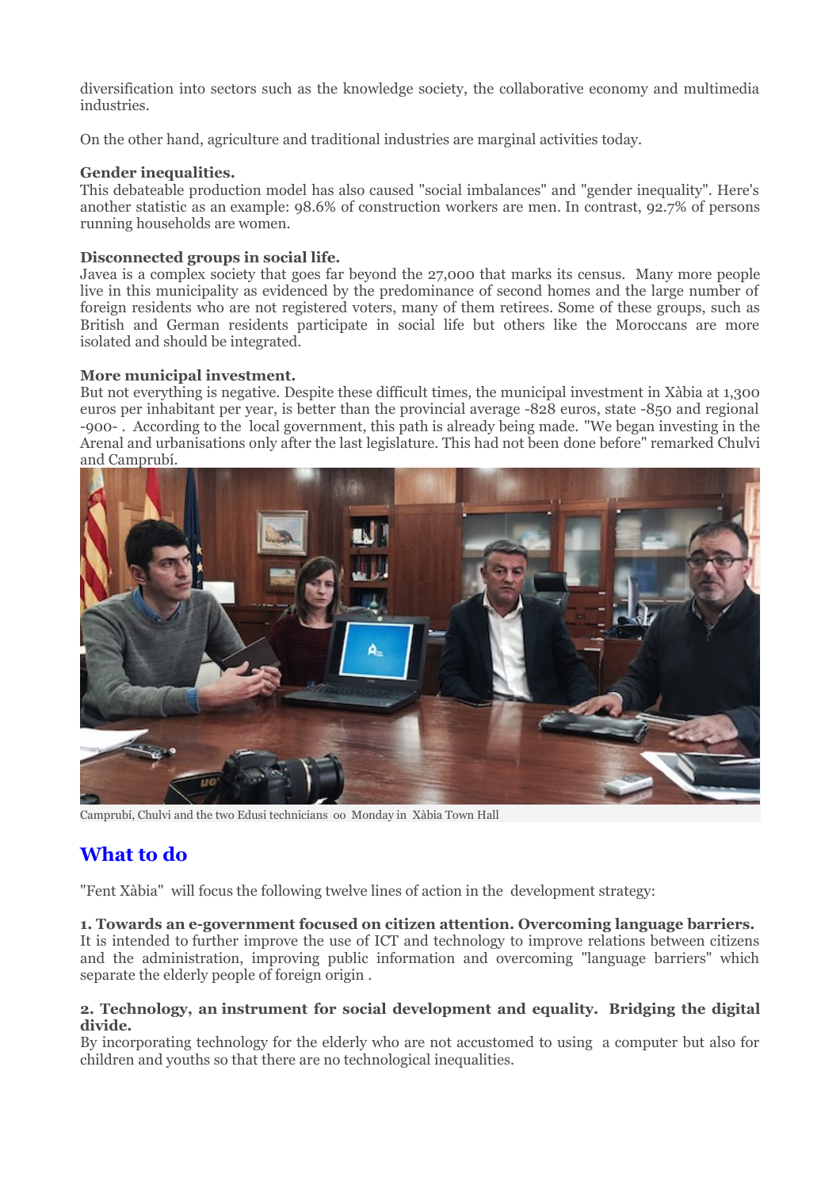diversification into sectors such as the knowledge society, the collaborative economy and multimedia industries.

On the other hand, agriculture and traditional industries are marginal activities today.

**Gender inequalities.**
This debateable production model has also caused "social imbalances" and "gender inequality". Here's another statistic as an example: 98.6% of construction workers are men. In contrast, 92.7% of persons running households are women.

**Disconnected groups in social life.**
Javea is a complex society that goes far beyond the 27,000 that marks its census. Many more people live in this municipality as evidenced by the predominance of second homes and the large number of foreign residents who are not registered voters, many of them retirees. Some of these groups, such as British and German residents participate in social life but others like the Moroccans are more isolated and should be integrated.

**More municipal investment.**
But not everything is negative. Despite these difficult times, the municipal investment in Xàbia at 1,300 euros per inhabitant per year, is better than the provincial average -828 euros, state -850 and regional -900- . According to the local government, this path is already being made. "We began investing in the Arenal and urbanisations only after the last legislature. This had not been done before" remarked Chulvi and Camprubí.

Camprubí, Chulvi and the two Edusi technicians oo Monday in Xàbia Town Hall

## What to do

"Fent Xàbia" will focus the following twelve lines of action in the development strategy:

**1. Towards an e-government focused on citizen attention. Overcoming language barriers.**
It is intended to further improve the use of ICT and technology to improve relations between citizens and the administration, improving public information and overcoming "language barriers" which separate the elderly people of foreign origin .

**2. Technology, an instrument for social development and equality. Bridging the digital divide.**
By incorporating technology for the elderly who are not accustomed to using a computer but also for children and youths so that there are no technological inequalities.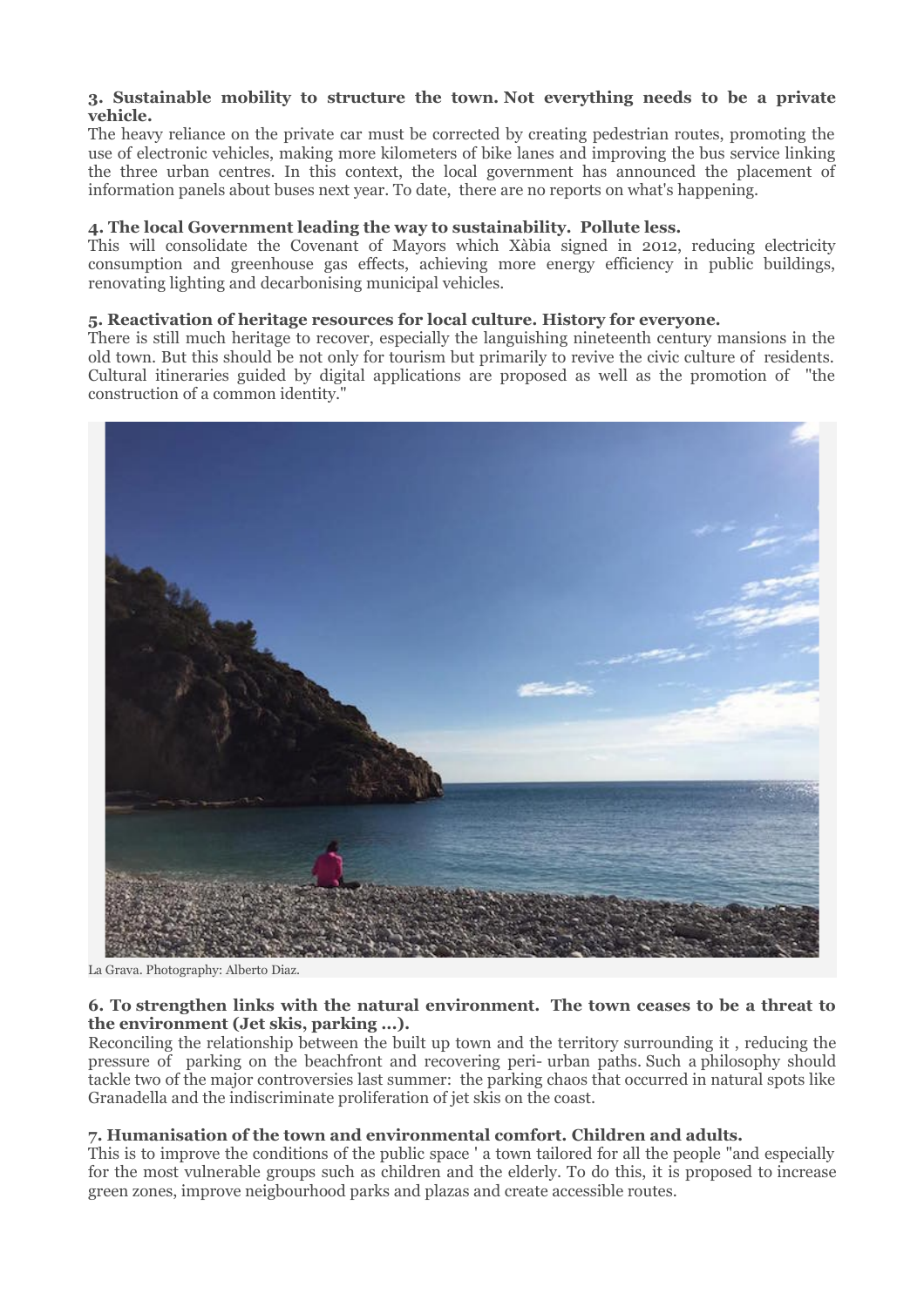**3. Sustainable mobility to structure the town. Not everything needs to be a private vehicle.**

The heavy reliance on the private car must be corrected by creating pedestrian routes, promoting the use of electronic vehicles, making more kilometers of bike lanes and improving the bus service linking the three urban centres. In this context, the local government has announced the placement of information panels about buses next year. To date, there are no reports on what's happening.

**4. The local Government leading the way to sustainability. Pollute less.**

This will consolidate the Covenant of Mayors which Xàbia signed in 2012, reducing electricity consumption and greenhouse gas effects, achieving more energy efficiency in public buildings, renovating lighting and decarbonising municipal vehicles.

**5. Reactivation of heritage resources for local culture. History for everyone.**

There is still much heritage to recover, especially the languishing nineteenth century mansions in the old town. But this should be not only for tourism but primarily to revive the civic culture of residents. Cultural itineraries guided by digital applications are proposed as well as the promotion of "the construction of a common identity."

La Grava. Photography: Alberto Diaz.

**6. To strengthen links with the natural environment. The town ceases to be a threat to the environment (Jet skis, parking ...).**

Reconciling the relationship between the built up town and the territory surrounding it , reducing the pressure of parking on the beachfront and recovering peri- urban paths. Such a philosophy should tackle two of the major controversies last summer: the parking chaos that occurred in natural spots like Granadella and the indiscriminate proliferation of jet skis on the coast.

**7. Humanisation of the town and environmental comfort. Children and adults.**

This is to improve the conditions of the public space ' a town tailored for all the people "and especially for the most vulnerable groups such as children and the elderly. To do this, it is proposed to increase green zones, improve neigbourhood parks and plazas and create accessible routes.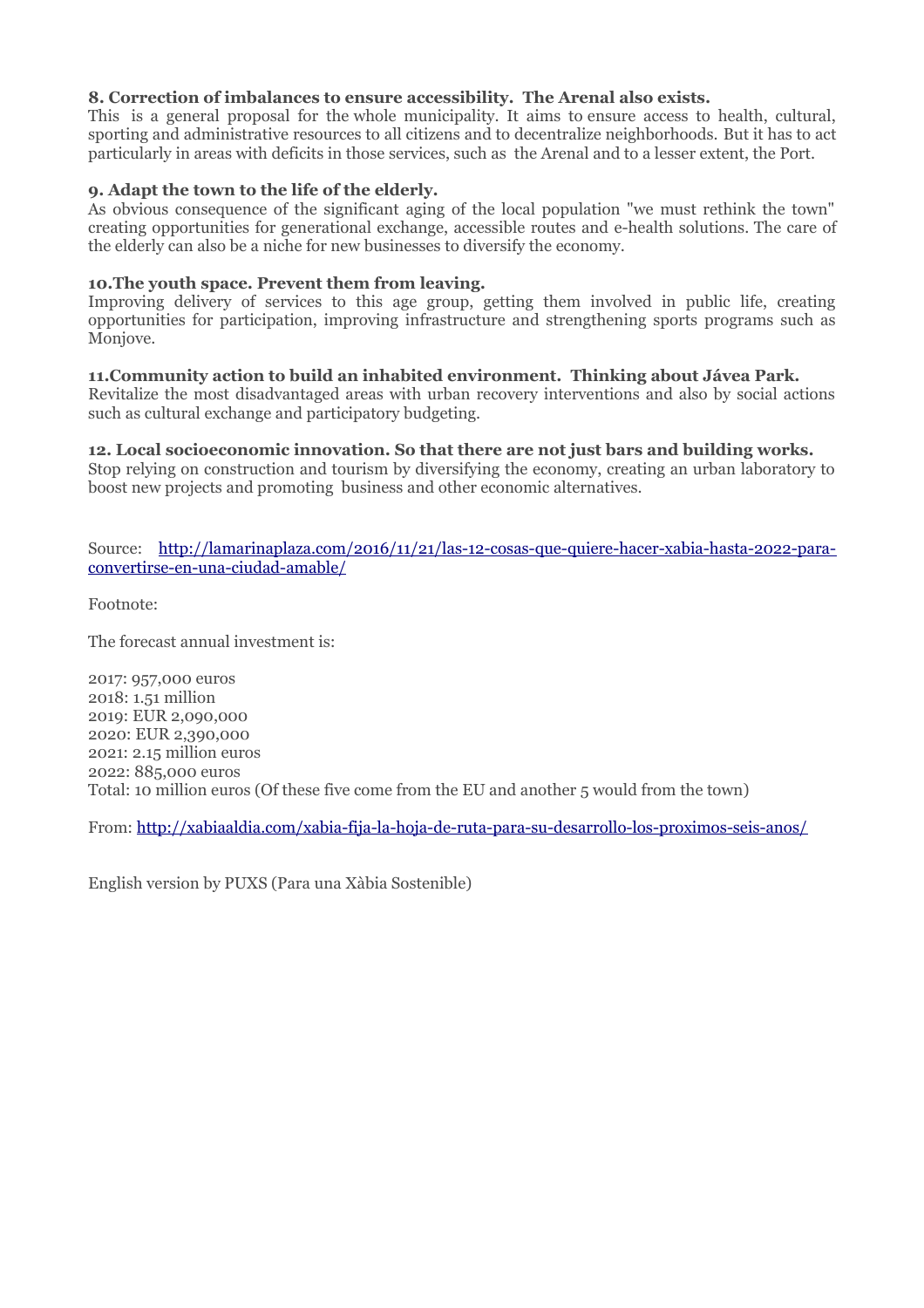**8. Correction of imbalances to ensure accessibility. The Arenal also exists.**
This is a general proposal for the whole municipality. It aims to ensure access to health, cultural, sporting and administrative resources to all citizens and to decentralize neighborhoods. But it has to act particularly in areas with deficits in those services, such as the Arenal and to a lesser extent, the Port.

**9. Adapt the town to the life of the elderly.**
As obvious consequence of the significant aging of the local population "we must rethink the town" creating opportunities for generational exchange, accessible routes and e-health solutions. The care of the elderly can also be a niche for new businesses to diversify the economy.

**10.The youth space. Prevent them from leaving.**
Improving delivery of services to this age group, getting them involved in public life, creating opportunities for participation, improving infrastructure and strengthening sports programs such as Monjove.

**11.Community action to build an inhabited environment. Thinking about Jávea Park.**
Revitalize the most disadvantaged areas with urban recovery interventions and also by social actions such as cultural exchange and participatory budgeting.

**12. Local socioeconomic innovation. So that there are not just bars and building works.**
Stop relying on construction and tourism by diversifying the economy, creating an urban laboratory to boost new projects and promoting business and other economic alternatives.

Source: [http://lamarinaplaza.com/2016/11/21/las-12-cosas-que-quiere-hacer-xabia-hasta-2022-para-convertirse-en-una-ciudad-amable/](http://lamarinaplaza.com/2016/11/21/las-12-cosas-que-quiere-hacer-xabia-hasta-2022-para-convertirse-en-una-ciudad-amable/)

Footnote:

The forecast annual investment is:

2017: 957,000 euros
2018: 1.51 million
2019: EUR 2,090,000
2020: EUR 2,390,000
2021: 2.15 million euros
2022: 885,000 euros
Total: 10 million euros (Of these five come from the EU and another 5 would from the town)

From: [http://xabiaaldia.com/xabia-fija-la-hoja-de-ruta-para-su-desarrollo-los-proximos-seis-anos/](http://xabiaaldia.com/xabia-fija-la-hoja-de-ruta-para-su-desarrollo-los-proximos-seis-anos/)

English version by PUXS (Para una Xàbia Sostenible)